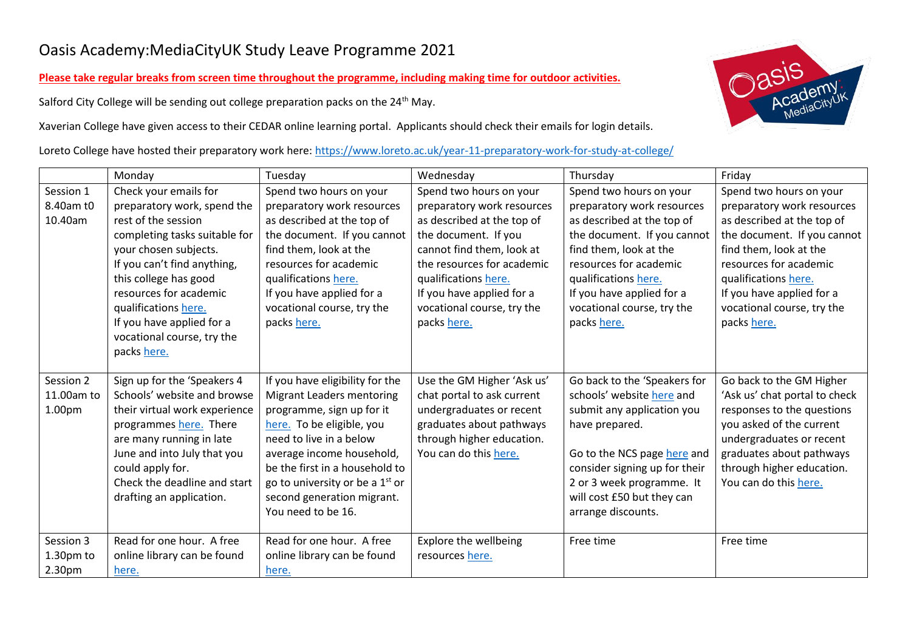# Oasis Academy:MediaCityUK Study Leave Programme 2021

**Please take regular breaks from screen time throughout the programme, including making time for outdoor activities.**

Salford City College will be sending out college preparation packs on the 24th May.

Xaverian College have given access to their CEDAR online learning portal. Applicants should check their emails for login details.

Loreto College have hosted their preparatory work here: https://www.loreto.ac.uk/year-11-preparatory-work-for-study-at-college/

| | Monday | Tuesday | Wednesday | Thursday | Friday |
|---|---|---|---|---|---|
| Session 1 8.40am t0 10.40am | Check your emails for preparatory work, spend the rest of the session completing tasks suitable for your chosen subjects. If you can't find anything, this college has good resources for academic qualifications here. If you have applied for a vocational course, try the packs here. | Spend two hours on your preparatory work resources as described at the top of the document. If you cannot find them, look at the resources for academic qualifications here. If you have applied for a vocational course, try the packs here. | Spend two hours on your preparatory work resources as described at the top of the document. If you cannot find them, look at the resources for academic qualifications here. If you have applied for a vocational course, try the packs here. | Spend two hours on your preparatory work resources as described at the top of the document. If you cannot find them, look at the resources for academic qualifications here. If you have applied for a vocational course, try the packs here. | Spend two hours on your preparatory work resources as described at the top of the document. If you cannot find them, look at the resources for academic qualifications here. If you have applied for a vocational course, try the packs here. |
| Session 2 11.00am to 1.00pm | Sign up for the 'Speakers 4 Schools' website and browse their virtual work experience programmes here. There are many running in late June and into July that you could apply for. Check the deadline and start drafting an application. | If you have eligibility for the Migrant Leaders mentoring programme, sign up for it here. To be eligible, you need to live in a below average income household, be the first in a household to go to university or be a 1st or second generation migrant. You need to be 16. | Use the GM Higher 'Ask us' chat portal to ask current undergraduates or recent graduates about pathways through higher education. You can do this here. | Go back to the 'Speakers for schools' website here and submit any application you have prepared.<br><br>Go to the NCS page here and consider signing up for their 2 or 3 week programme. It will cost £50 but they can arrange discounts. | Go back to the GM Higher 'Ask us' chat portal to check responses to the questions you asked of the current undergraduates or recent graduates about pathways through higher education. You can do this here. |
| Session 3 1.30pm to 2.30pm | Read for one hour. A free online library can be found here. | Read for one hour. A free online library can be found here. | Explore the wellbeing resources here. | Free time | Free time |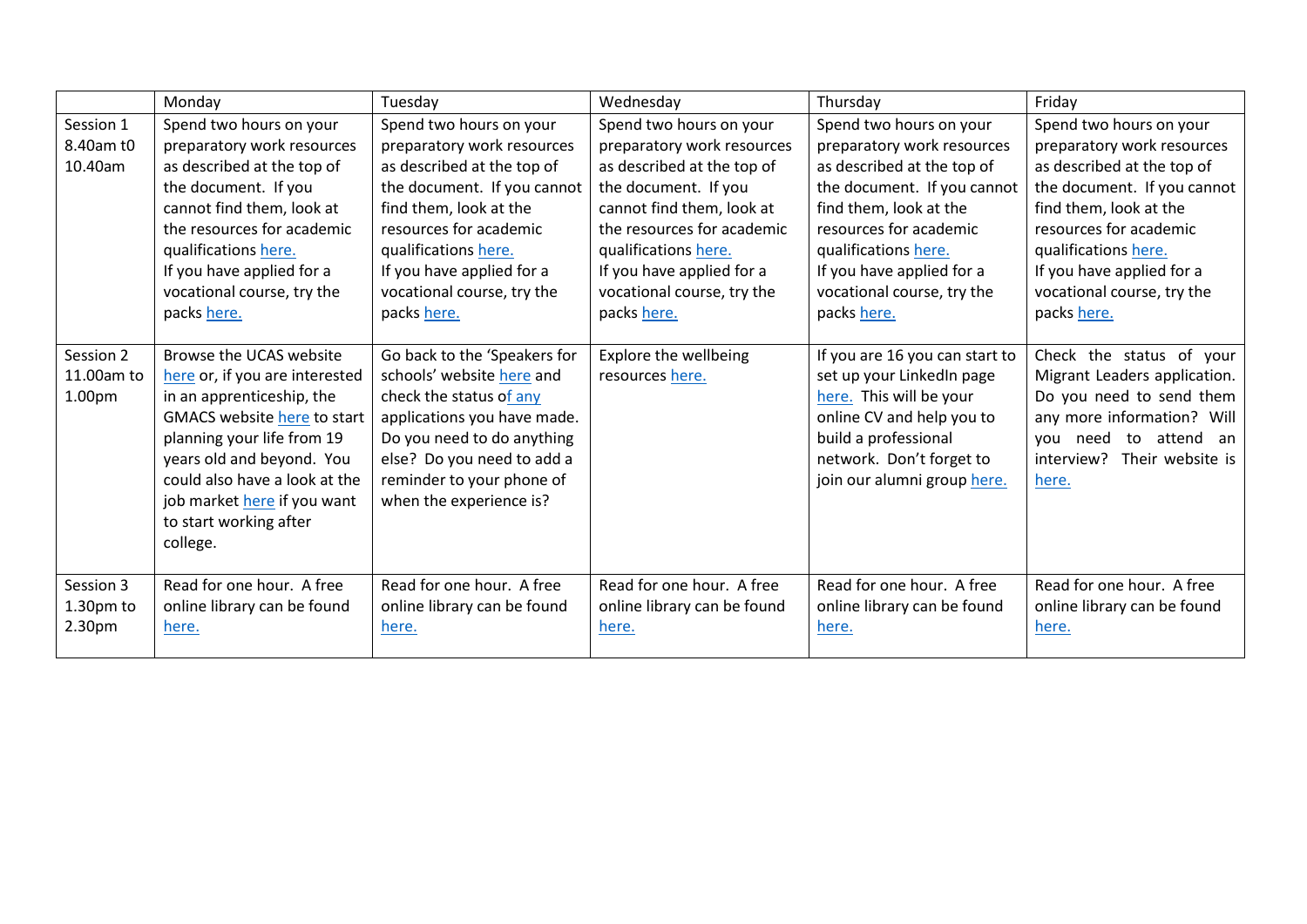| | Monday | Tuesday | Wednesday | Thursday | Friday |
|---|---|---|---|---|---|
| Session 1 8.40am t0 10.40am | Spend two hours on your preparatory work resources as described at the top of the document. If you cannot find them, look at the resources for academic qualifications here. If you have applied for a vocational course, try the packs here. | Spend two hours on your preparatory work resources as described at the top of the document. If you cannot find them, look at the resources for academic qualifications here. If you have applied for a vocational course, try the packs here. | Spend two hours on your preparatory work resources as described at the top of the document. If you cannot find them, look at the resources for academic qualifications here. If you have applied for a vocational course, try the packs here. | Spend two hours on your preparatory work resources as described at the top of the document. If you cannot find them, look at the resources for academic qualifications here. If you have applied for a vocational course, try the packs here. | Spend two hours on your preparatory work resources as described at the top of the document. If you cannot find them, look at the resources for academic qualifications here. If you have applied for a vocational course, try the packs here. |
| Session 2 11.00am to 1.00pm | Browse the UCAS website here or, if you are interested in an apprenticeship, the GMACS website here to start planning your life from 19 years old and beyond. You could also have a look at the job market here if you want to start working after college. | Go back to the 'Speakers for schools' website here and check the status of any applications you have made. Do you need to do anything else? Do you need to add a reminder to your phone of when the experience is? | Explore the wellbeing resources here. | If you are 16 you can start to set up your LinkedIn page here. This will be your online CV and help you to build a professional network. Don't forget to join our alumni group here. | Check the status of your Migrant Leaders application. Do you need to send them any more information? Will you need to attend an interview? Their website is here. |
| Session 3 1.30pm to 2.30pm | Read for one hour. A free online library can be found here. | Read for one hour. A free online library can be found here. | Read for one hour. A free online library can be found here. | Read for one hour. A free online library can be found here. | Read for one hour. A free online library can be found here. |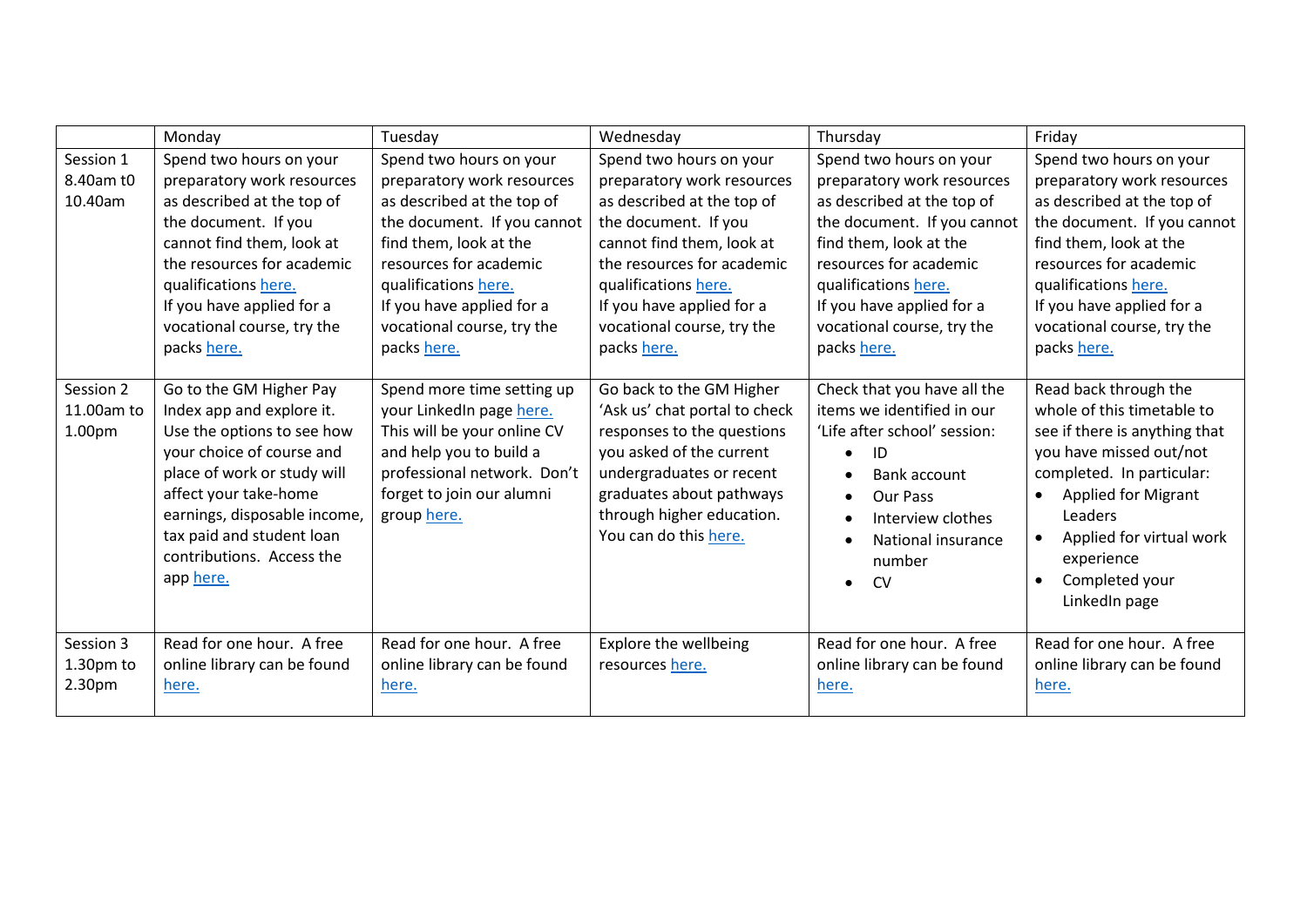| | Monday | Tuesday | Wednesday | Thursday | Friday |
|---|---|---|---|---|---|
| Session 1 8.40am t0 10.40am | Spend two hours on your preparatory work resources as described at the top of the document. If you cannot find them, look at the resources for academic qualifications here. If you have applied for a vocational course, try the packs here. | Spend two hours on your preparatory work resources as described at the top of the document. If you cannot find them, look at the resources for academic qualifications here. If you have applied for a vocational course, try the packs here. | Spend two hours on your preparatory work resources as described at the top of the document. If you cannot find them, look at the resources for academic qualifications here. If you have applied for a vocational course, try the packs here. | Spend two hours on your preparatory work resources as described at the top of the document. If you cannot find them, look at the resources for academic qualifications here. If you have applied for a vocational course, try the packs here. | Spend two hours on your preparatory work resources as described at the top of the document. If you cannot find them, look at the resources for academic qualifications here. If you have applied for a vocational course, try the packs here. |
| Session 2 11.00am to 1.00pm | Go to the GM Higher Pay Index app and explore it. Use the options to see how your choice of course and place of work or study will affect your take-home earnings, disposable income, tax paid and student loan contributions. Access the app here. | Spend more time setting up your LinkedIn page here. This will be your online CV and help you to build a professional network. Don't forget to join our alumni group here. | Go back to the GM Higher 'Ask us' chat portal to check responses to the questions you asked of the current undergraduates or recent graduates about pathways through higher education. You can do this here. | Check that you have all the items we identified in our 'Life after school' session: <br>• ID <br>• Bank account <br>• Our Pass <br>• Interview clothes <br>• National insurance number <br>• CV | Read back through the whole of this timetable to see if there is anything that you have missed out/not completed. In particular: <br>• Applied for Migrant Leaders <br>• Applied for virtual work experience <br>• Completed your LinkedIn page |
| Session 3 1.30pm to 2.30pm | Read for one hour. A free online library can be found here. | Read for one hour. A free online library can be found here. | Explore the wellbeing resources here. | Read for one hour. A free online library can be found here. | Read for one hour. A free online library can be found here. |